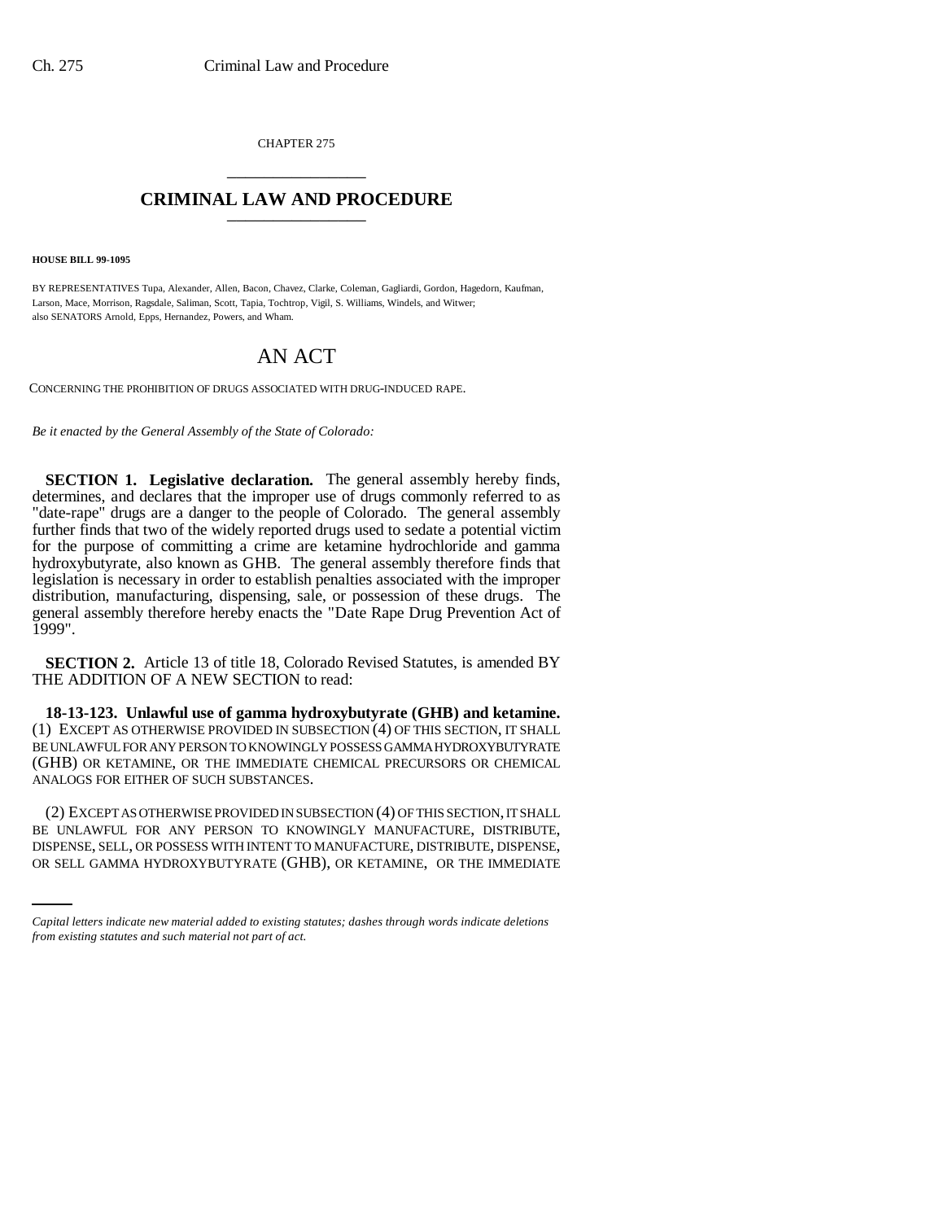CHAPTER 275

# CRIMINAL LAW AND PROCEDURE

**HOUSE BILL 99-1095**

BY REPRESENTATIVES Tupa, Alexander, Allen, Bacon, Chavez, Clarke, Coleman, Gagliardi, Gordon, Hagedorn, Kaufman, Larson, Mace, Morrison, Ragsdale, Saliman, Scott, Tapia, Tochtrop, Vigil, S. Williams, Windels, and Witwer; also SENATORS Arnold, Epps, Hernandez, Powers, and Wham.

# AN ACT

CONCERNING THE PROHIBITION OF DRUGS ASSOCIATED WITH DRUG-INDUCED RAPE.

*Be it enacted by the General Assembly of the State of Colorado:*

**SECTION 1. Legislative declaration.** The general assembly hereby finds, determines, and declares that the improper use of drugs commonly referred to as "date-rape" drugs are a danger to the people of Colorado. The general assembly further finds that two of the widely reported drugs used to sedate a potential victim for the purpose of committing a crime are ketamine hydrochloride and gamma hydroxybutyrate, also known as GHB. The general assembly therefore finds that legislation is necessary in order to establish penalties associated with the improper distribution, manufacturing, dispensing, sale, or possession of these drugs. The general assembly therefore hereby enacts the "Date Rape Drug Prevention Act of 1999".

**SECTION 2.** Article 13 of title 18, Colorado Revised Statutes, is amended BY THE ADDITION OF A NEW SECTION to read:

**18-13-123. Unlawful use of gamma hydroxybutyrate (GHB) and ketamine.** (1) EXCEPT AS OTHERWISE PROVIDED IN SUBSECTION (4) OF THIS SECTION, IT SHALL BE UNLAWFUL FOR ANY PERSON TO KNOWINGLY POSSESS GAMMA HYDROXYBUTYRATE (GHB) OR KETAMINE, OR THE IMMEDIATE CHEMICAL PRECURSORS OR CHEMICAL ANALOGS FOR EITHER OF SUCH SUBSTANCES.

(2) EXCEPT AS OTHERWISE PROVIDED IN SUBSECTION (4) OF THIS SECTION, IT SHALL BE UNLAWFUL FOR ANY PERSON TO KNOWINGLY MANUFACTURE, DISTRIBUTE, DISPENSE, SELL, OR POSSESS WITH INTENT TO MANUFACTURE, DISTRIBUTE, DISPENSE, OR SELL GAMMA HYDROXYBUTYRATE (GHB), OR KETAMINE, OR THE IMMEDIATE

*Capital letters indicate new material added to existing statutes; dashes through words indicate deletions from existing statutes and such material not part of act.*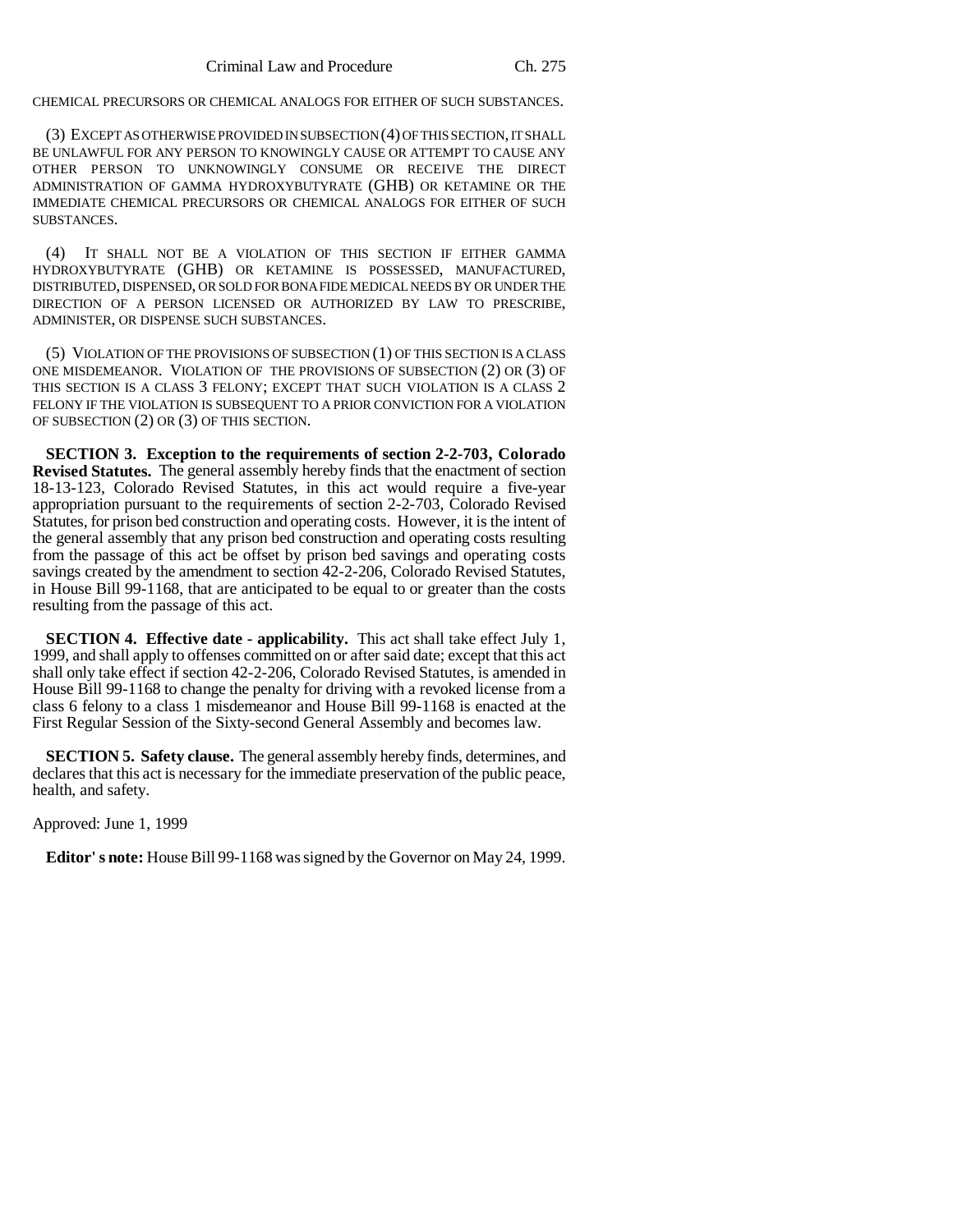CHEMICAL PRECURSORS OR CHEMICAL ANALOGS FOR EITHER OF SUCH SUBSTANCES.

(3) EXCEPT AS OTHERWISE PROVIDED IN SUBSECTION (4) OF THIS SECTION, IT SHALL BE UNLAWFUL FOR ANY PERSON TO KNOWINGLY CAUSE OR ATTEMPT TO CAUSE ANY OTHER PERSON TO UNKNOWINGLY CONSUME OR RECEIVE THE DIRECT ADMINISTRATION OF GAMMA HYDROXYBUTYRATE (GHB) OR KETAMINE OR THE IMMEDIATE CHEMICAL PRECURSORS OR CHEMICAL ANALOGS FOR EITHER OF SUCH SUBSTANCES.

(4) IT SHALL NOT BE A VIOLATION OF THIS SECTION IF EITHER GAMMA HYDROXYBUTYRATE (GHB) OR KETAMINE IS POSSESSED, MANUFACTURED, DISTRIBUTED, DISPENSED, OR SOLD FOR BONA FIDE MEDICAL NEEDS BY OR UNDER THE DIRECTION OF A PERSON LICENSED OR AUTHORIZED BY LAW TO PRESCRIBE, ADMINISTER, OR DISPENSE SUCH SUBSTANCES.

(5) VIOLATION OF THE PROVISIONS OF SUBSECTION (1) OF THIS SECTION IS A CLASS ONE MISDEMEANOR. VIOLATION OF THE PROVISIONS OF SUBSECTION (2) OR (3) OF THIS SECTION IS A CLASS 3 FELONY; EXCEPT THAT SUCH VIOLATION IS A CLASS 2 FELONY IF THE VIOLATION IS SUBSEQUENT TO A PRIOR CONVICTION FOR A VIOLATION OF SUBSECTION (2) OR (3) OF THIS SECTION.

**SECTION 3. Exception to the requirements of section 2-2-703, Colorado Revised Statutes.** The general assembly hereby finds that the enactment of section 18-13-123, Colorado Revised Statutes, in this act would require a five-year appropriation pursuant to the requirements of section 2-2-703, Colorado Revised Statutes, for prison bed construction and operating costs. However, it is the intent of the general assembly that any prison bed construction and operating costs resulting from the passage of this act be offset by prison bed savings and operating costs savings created by the amendment to section 42-2-206, Colorado Revised Statutes, in House Bill 99-1168, that are anticipated to be equal to or greater than the costs resulting from the passage of this act.

**SECTION 4. Effective date - applicability.** This act shall take effect July 1, 1999, and shall apply to offenses committed on or after said date; except that this act shall only take effect if section 42-2-206, Colorado Revised Statutes, is amended in House Bill 99-1168 to change the penalty for driving with a revoked license from a class 6 felony to a class 1 misdemeanor and House Bill 99-1168 is enacted at the First Regular Session of the Sixty-second General Assembly and becomes law.

**SECTION 5. Safety clause.** The general assembly hereby finds, determines, and declares that this act is necessary for the immediate preservation of the public peace, health, and safety.

Approved: June 1, 1999

**Editor' s note:** House Bill 99-1168 was signed by the Governor on May 24, 1999.